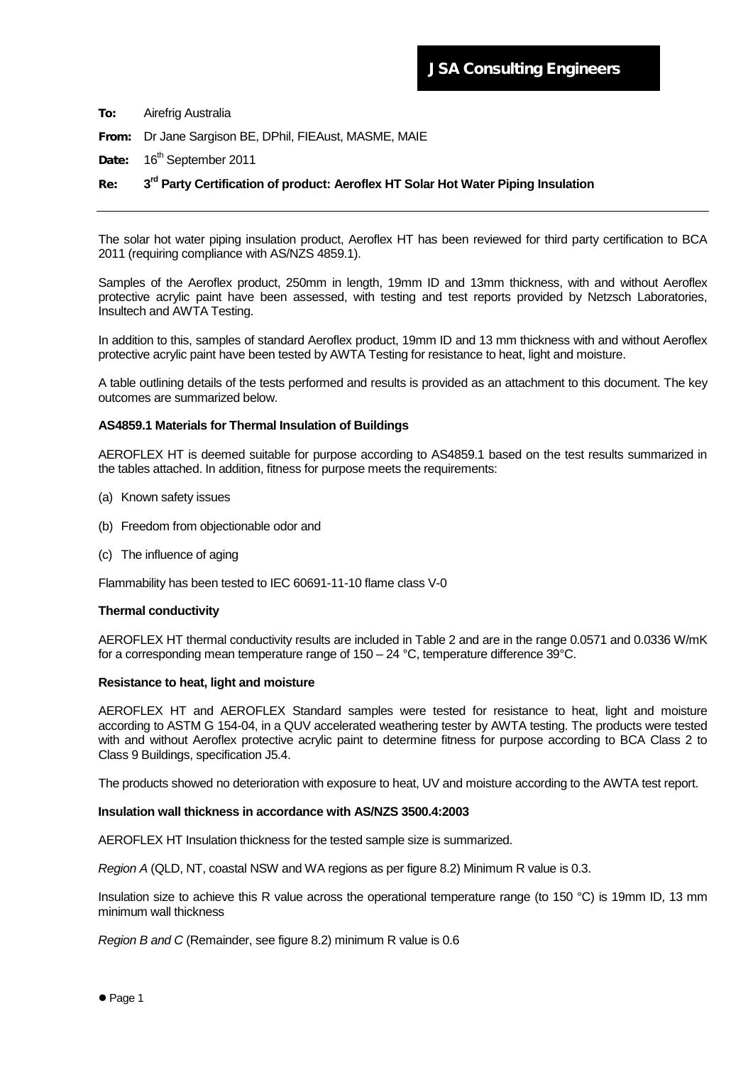**JSA Consulting Engineers**

**To:** Airefrig Australia

**From:** Dr Jane Sargison BE, DPhil, FIEAust, MASME, MAIE

**Date:** 16th September 2011

**Re: 3rd Party Certification of product: Aeroflex HT Solar Hot Water Piping Insulation**

---

The solar hot water piping insulation product, Aeroflex HT has been reviewed for third party certification to BCA 2011 (requiring compliance with AS/NZS 4859.1).

Samples of the Aeroflex product, 250mm in length, 19mm ID and 13mm thickness, with and without Aeroflex protective acrylic paint have been assessed, with testing and test reports provided by Netzsch Laboratories, Insultech and AWTA Testing.

In addition to this, samples of standard Aeroflex product, 19mm ID and 13 mm thickness with and without Aeroflex protective acrylic paint have been tested by AWTA Testing for resistance to heat, light and moisture.

A table outlining details of the tests performed and results is provided as an attachment to this document. The key outcomes are summarized below.

**AS4859.1 Materials for Thermal Insulation of Buildings**

AEROFLEX HT is deemed suitable for purpose according to AS4859.1 based on the test results summarized in the tables attached. In addition, fitness for purpose meets the requirements:

(a) Known safety issues

(b) Freedom from objectionable odor and

(c) The influence of aging

Flammability has been tested to IEC 60691-11-10 flame class V-0

**Thermal conductivity**

AEROFLEX HT thermal conductivity results are included in Table 2 and are in the range 0.0571 and 0.0336 W/mK for a corresponding mean temperature range of 150 – 24 °C, temperature difference 39°C.

**Resistance to heat, light and moisture**

AEROFLEX HT and AEROFLEX Standard samples were tested for resistance to heat, light and moisture according to ASTM G 154-04, in a QUV accelerated weathering tester by AWTA testing. The products were tested with and without Aeroflex protective acrylic paint to determine fitness for purpose according to BCA Class 2 to Class 9 Buildings, specification J5.4.

The products showed no deterioration with exposure to heat, UV and moisture according to the AWTA test report.

**Insulation wall thickness in accordance with AS/NZS 3500.4:2003**

AEROFLEX HT Insulation thickness for the tested sample size is summarized.

*Region A* (QLD, NT, coastal NSW and WA regions as per figure 8.2) Minimum R value is 0.3.

Insulation size to achieve this R value across the operational temperature range (to 150 °C) is 19mm ID, 13 mm minimum wall thickness

*Region B and C* (Remainder, see figure 8.2) minimum R value is 0.6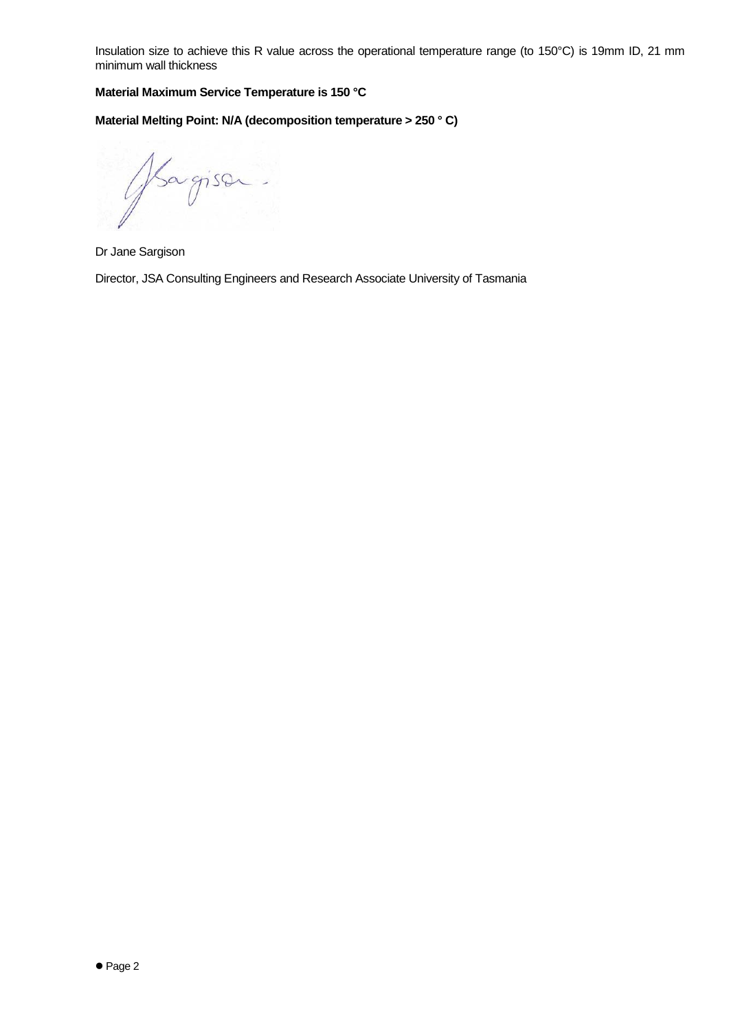Insulation size to achieve this R value across the operational temperature range (to 150°C) is 19mm ID, 21 mm minimum wall thickness

**Material Maximum Service Temperature is 150 °C**

**Material Melting Point: N/A (decomposition temperature > 250 ° C)**

Dr Jane Sargison

Director, JSA Consulting Engineers and Research Associate University of Tasmania